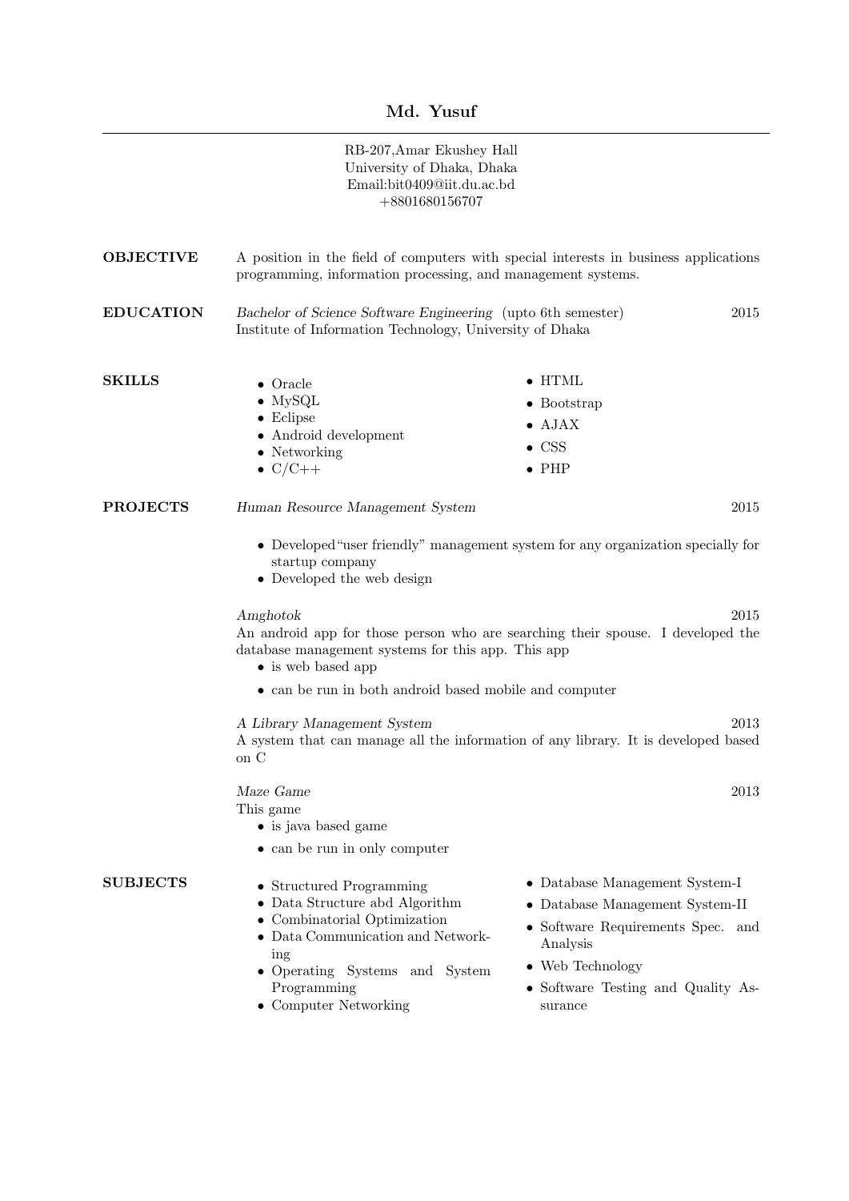# Md. Yusuf

RB-207,Amar Ekushey Hall
University of Dhaka, Dhaka
Email:bit0409@iit.du.ac.bd
+8801680156707

## OBJECTIVE

A position in the field of computers with special interests in business applications programming, information processing, and management systems.

## EDUCATION

*Bachelor of Science Software Engineering* (upto 6th semester) — 2015
Institute of Information Technology, University of Dhaka

## SKILLS

- Oracle
- MySQL
- Eclipse
- Android development
- Networking
- C/C++
- HTML
- Bootstrap
- AJAX
- CSS
- PHP

## PROJECTS

*Human Resource Management System* — 2015

- Developed"user friendly" management system for any organization specially for startup company
- Developed the web design

*Amghotok* — 2015

An android app for those person who are searching their spouse. I developed the database management systems for this app. This app

- is web based app
- can be run in both android based mobile and computer

*A Library Management System* — 2013

A system that can manage all the information of any library. It is developed based on C

*Maze Game* — 2013

This game

- is java based game
- can be run in only computer

## SUBJECTS

- Structured Programming
- Data Structure abd Algorithm
- Combinatorial Optimization
- Data Communication and Networking
- Operating Systems and System Programming
- Computer Networking
- Database Management System-I
- Database Management System-II
- Software Requirements Spec. and Analysis
- Web Technology
- Software Testing and Quality Assurance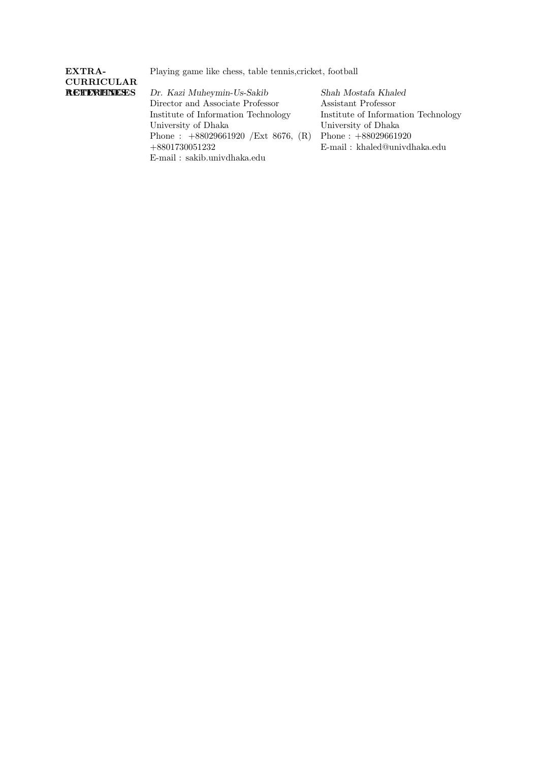**EXTRA-CURRICULAR ACTIVITIES** Playing game like chess, table tennis,cricket, football

**REFERENCES**

*Dr. Kazi Muheymin-Us-Sakib*
Director and Associate Professor
Institute of Information Technology
University of Dhaka
Phone : +88029661920 /Ext 8676, (R) +8801730051232
E-mail : sakib.univdhaka.edu

*Shah Mostafa Khaled*
Assistant Professor
Institute of Information Technology
University of Dhaka
Phone : +88029661920
E-mail : khaled@univdhaka.edu